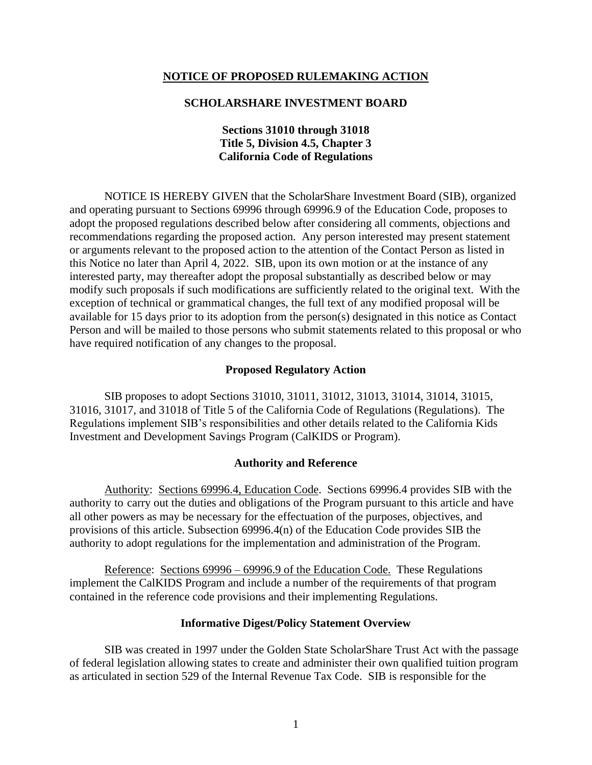**NOTICE OF PROPOSED RULEMAKING ACTION**

**SCHOLARSHARE INVESTMENT BOARD**

**Sections 31010 through 31018**
**Title 5, Division 4.5, Chapter 3**
**California Code of Regulations**

NOTICE IS HEREBY GIVEN that the ScholarShare Investment Board (SIB), organized and operating pursuant to Sections 69996 through 69996.9 of the Education Code, proposes to adopt the proposed regulations described below after considering all comments, objections and recommendations regarding the proposed action. Any person interested may present statement or arguments relevant to the proposed action to the attention of the Contact Person as listed in this Notice no later than April 4, 2022. SIB, upon its own motion or at the instance of any interested party, may thereafter adopt the proposal substantially as described below or may modify such proposals if such modifications are sufficiently related to the original text. With the exception of technical or grammatical changes, the full text of any modified proposal will be available for 15 days prior to its adoption from the person(s) designated in this notice as Contact Person and will be mailed to those persons who submit statements related to this proposal or who have required notification of any changes to the proposal.

**Proposed Regulatory Action**

SIB proposes to adopt Sections 31010, 31011, 31012, 31013, 31014, 31014, 31015, 31016, 31017, and 31018 of Title 5 of the California Code of Regulations (Regulations). The Regulations implement SIB's responsibilities and other details related to the California Kids Investment and Development Savings Program (CalKIDS or Program).

**Authority and Reference**

Authority: Sections 69996.4, Education Code. Sections 69996.4 provides SIB with the authority to carry out the duties and obligations of the Program pursuant to this article and have all other powers as may be necessary for the effectuation of the purposes, objectives, and provisions of this article. Subsection 69996.4(n) of the Education Code provides SIB the authority to adopt regulations for the implementation and administration of the Program.

Reference: Sections 69996 – 69996.9 of the Education Code. These Regulations implement the CalKIDS Program and include a number of the requirements of that program contained in the reference code provisions and their implementing Regulations.

**Informative Digest/Policy Statement Overview**

SIB was created in 1997 under the Golden State ScholarShare Trust Act with the passage of federal legislation allowing states to create and administer their own qualified tuition program as articulated in section 529 of the Internal Revenue Tax Code. SIB is responsible for the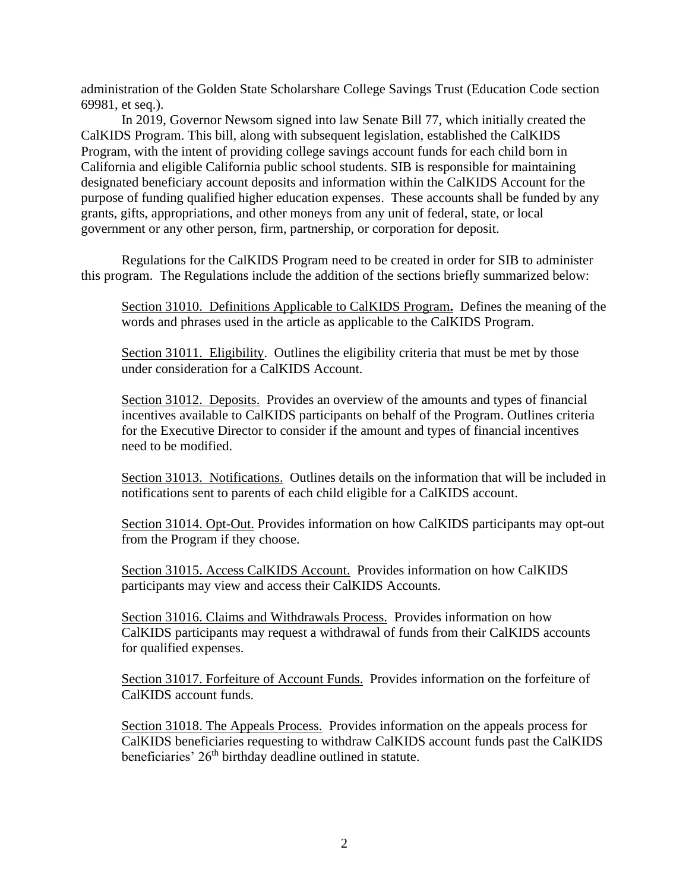administration of the Golden State Scholarshare College Savings Trust (Education Code section 69981, et seq.).

In 2019, Governor Newsom signed into law Senate Bill 77, which initially created the CalKIDS Program. This bill, along with subsequent legislation, established the CalKIDS Program, with the intent of providing college savings account funds for each child born in California and eligible California public school students. SIB is responsible for maintaining designated beneficiary account deposits and information within the CalKIDS Account for the purpose of funding qualified higher education expenses. These accounts shall be funded by any grants, gifts, appropriations, and other moneys from any unit of federal, state, or local government or any other person, firm, partnership, or corporation for deposit.

Regulations for the CalKIDS Program need to be created in order for SIB to administer this program. The Regulations include the addition of the sections briefly summarized below:

Section 31010. Definitions Applicable to CalKIDS Program**.** Defines the meaning of the words and phrases used in the article as applicable to the CalKIDS Program.

Section 31011. Eligibility. Outlines the eligibility criteria that must be met by those under consideration for a CalKIDS Account.

Section 31012. Deposits. Provides an overview of the amounts and types of financial incentives available to CalKIDS participants on behalf of the Program. Outlines criteria for the Executive Director to consider if the amount and types of financial incentives need to be modified.

Section 31013. Notifications. Outlines details on the information that will be included in notifications sent to parents of each child eligible for a CalKIDS account.

Section 31014. Opt-Out. Provides information on how CalKIDS participants may opt-out from the Program if they choose.

Section 31015. Access CalKIDS Account. Provides information on how CalKIDS participants may view and access their CalKIDS Accounts.

Section 31016. Claims and Withdrawals Process. Provides information on how CalKIDS participants may request a withdrawal of funds from their CalKIDS accounts for qualified expenses.

Section 31017. Forfeiture of Account Funds. Provides information on the forfeiture of CalKIDS account funds.

Section 31018. The Appeals Process. Provides information on the appeals process for CalKIDS beneficiaries requesting to withdraw CalKIDS account funds past the CalKIDS beneficiaries' 26th birthday deadline outlined in statute.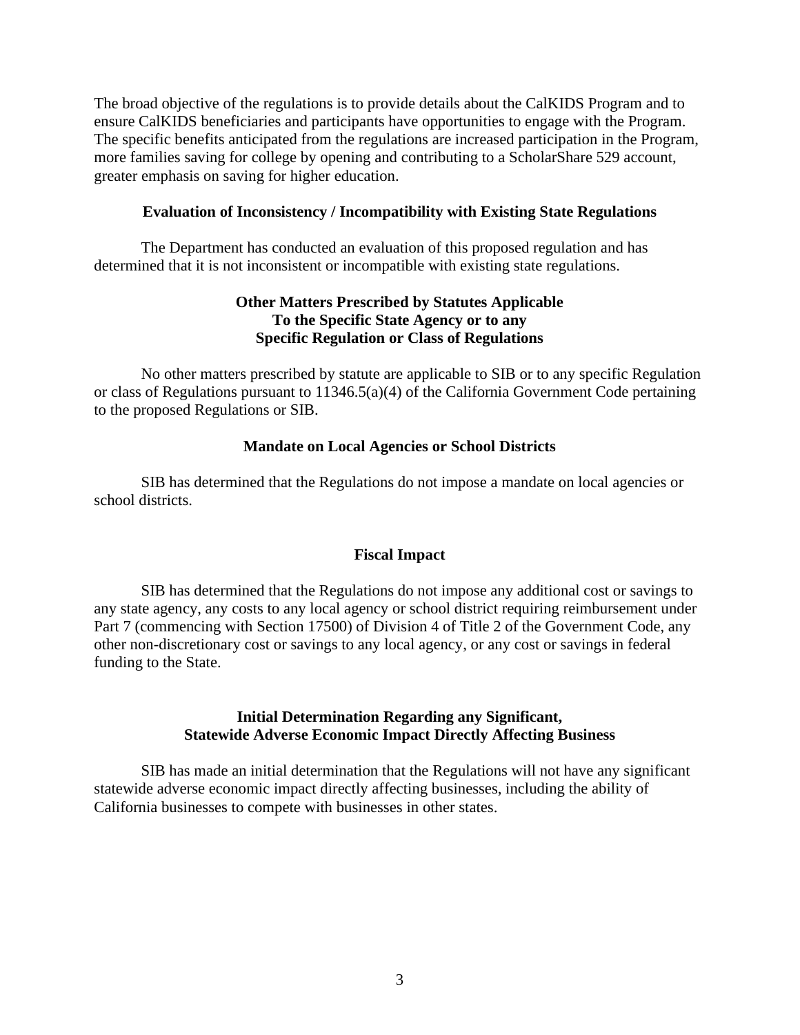The broad objective of the regulations is to provide details about the CalKIDS Program and to ensure CalKIDS beneficiaries and participants have opportunities to engage with the Program. The specific benefits anticipated from the regulations are increased participation in the Program, more families saving for college by opening and contributing to a ScholarShare 529 account, greater emphasis on saving for higher education.

**Evaluation of Inconsistency / Incompatibility with Existing State Regulations**

The Department has conducted an evaluation of this proposed regulation and has determined that it is not inconsistent or incompatible with existing state regulations.

**Other Matters Prescribed by Statutes Applicable To the Specific State Agency or to any Specific Regulation or Class of Regulations**

No other matters prescribed by statute are applicable to SIB or to any specific Regulation or class of Regulations pursuant to 11346.5(a)(4) of the California Government Code pertaining to the proposed Regulations or SIB.

**Mandate on Local Agencies or School Districts**

SIB has determined that the Regulations do not impose a mandate on local agencies or school districts.

**Fiscal Impact**

SIB has determined that the Regulations do not impose any additional cost or savings to any state agency, any costs to any local agency or school district requiring reimbursement under Part 7 (commencing with Section 17500) of Division 4 of Title 2 of the Government Code, any other non-discretionary cost or savings to any local agency, or any cost or savings in federal funding to the State.

**Initial Determination Regarding any Significant, Statewide Adverse Economic Impact Directly Affecting Business**

SIB has made an initial determination that the Regulations will not have any significant statewide adverse economic impact directly affecting businesses, including the ability of California businesses to compete with businesses in other states.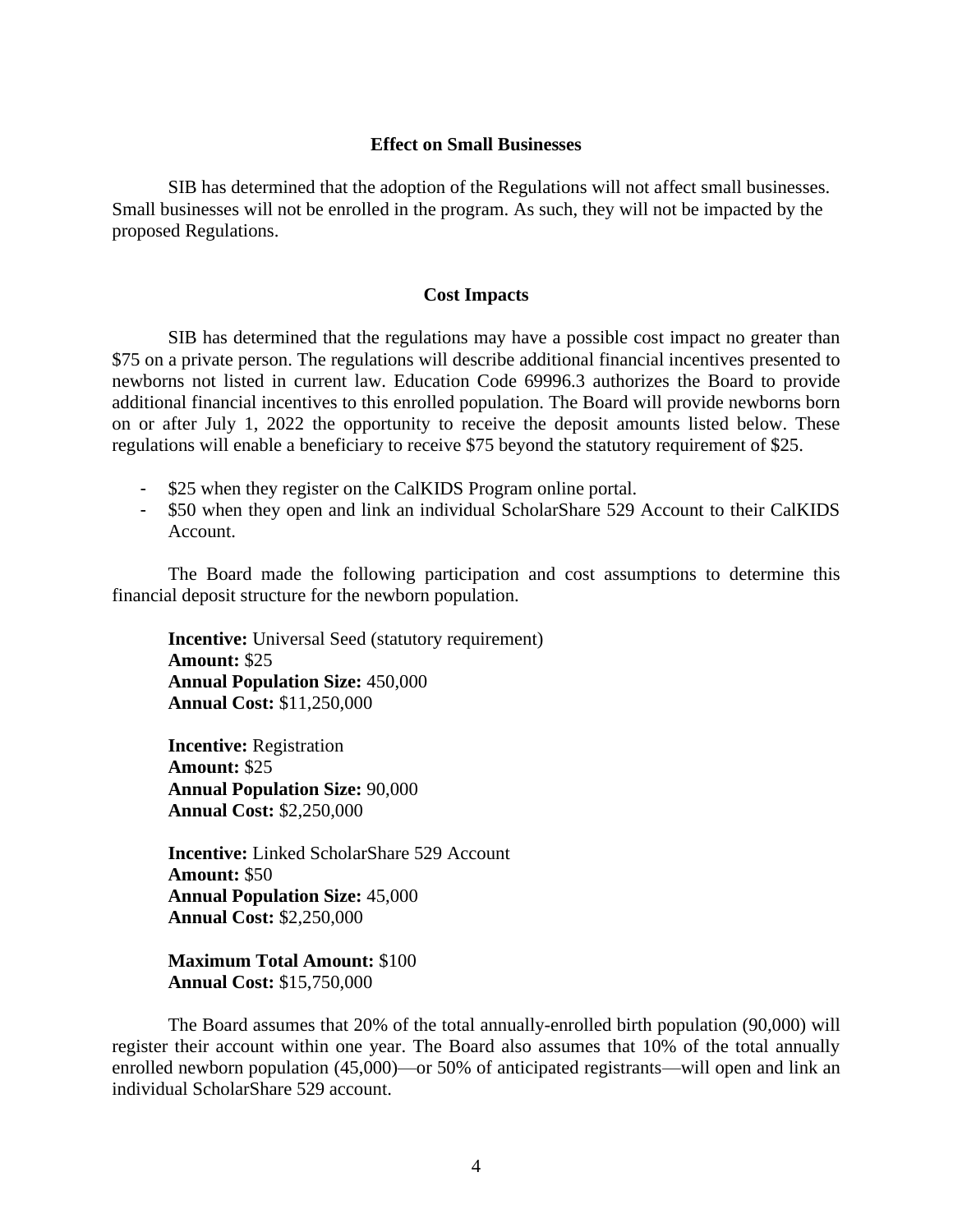## Effect on Small Businesses

SIB has determined that the adoption of the Regulations will not affect small businesses. Small businesses will not be enrolled in the program. As such, they will not be impacted by the proposed Regulations.

## Cost Impacts

SIB has determined that the regulations may have a possible cost impact no greater than $75 on a private person. The regulations will describe additional financial incentives presented to newborns not listed in current law. Education Code 69996.3 authorizes the Board to provide additional financial incentives to this enrolled population. The Board will provide newborns born on or after July 1, 2022 the opportunity to receive the deposit amounts listed below. These regulations will enable a beneficiary to receive $75 beyond the statutory requirement of $25.

- $25 when they register on the CalKIDS Program online portal.
- $50 when they open and link an individual ScholarShare 529 Account to their CalKIDS Account.

The Board made the following participation and cost assumptions to determine this financial deposit structure for the newborn population.

**Incentive:** Universal Seed (statutory requirement)
**Amount:** $25
**Annual Population Size:** 450,000
**Annual Cost:** $11,250,000

**Incentive:** Registration
**Amount:** $25
**Annual Population Size:** 90,000
**Annual Cost:** $2,250,000

**Incentive:** Linked ScholarShare 529 Account
**Amount:** $50
**Annual Population Size:** 45,000
**Annual Cost:** $2,250,000

**Maximum Total Amount:** $100
**Annual Cost:** $15,750,000

The Board assumes that 20% of the total annually-enrolled birth population (90,000) will register their account within one year. The Board also assumes that 10% of the total annually enrolled newborn population (45,000)—or 50% of anticipated registrants—will open and link an individual ScholarShare 529 account.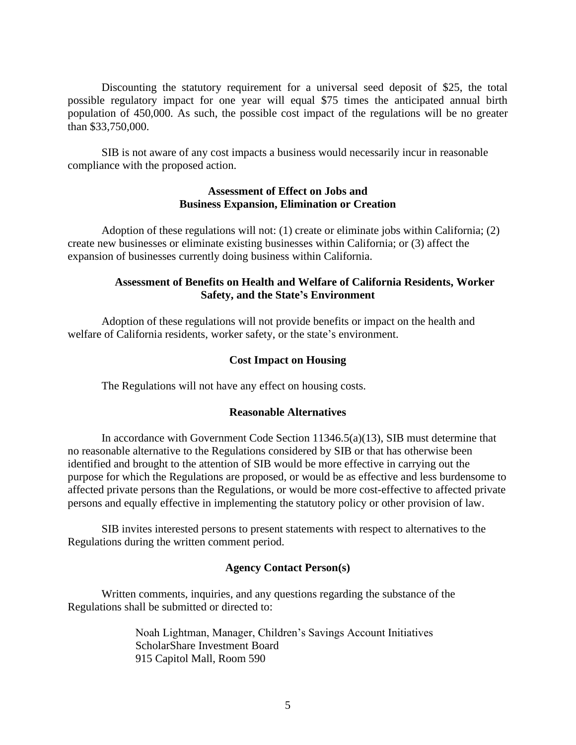Discounting the statutory requirement for a universal seed deposit of $25, the total possible regulatory impact for one year will equal $75 times the anticipated annual birth population of 450,000. As such, the possible cost impact of the regulations will be no greater than $33,750,000.

SIB is not aware of any cost impacts a business would necessarily incur in reasonable compliance with the proposed action.

**Assessment of Effect on Jobs and Business Expansion, Elimination or Creation**

Adoption of these regulations will not: (1) create or eliminate jobs within California; (2) create new businesses or eliminate existing businesses within California; or (3) affect the expansion of businesses currently doing business within California.

**Assessment of Benefits on Health and Welfare of California Residents, Worker Safety, and the State's Environment**

Adoption of these regulations will not provide benefits or impact on the health and welfare of California residents, worker safety, or the state's environment.

**Cost Impact on Housing**

The Regulations will not have any effect on housing costs.

**Reasonable Alternatives**

In accordance with Government Code Section 11346.5(a)(13), SIB must determine that no reasonable alternative to the Regulations considered by SIB or that has otherwise been identified and brought to the attention of SIB would be more effective in carrying out the purpose for which the Regulations are proposed, or would be as effective and less burdensome to affected private persons than the Regulations, or would be more cost-effective to affected private persons and equally effective in implementing the statutory policy or other provision of law.

SIB invites interested persons to present statements with respect to alternatives to the Regulations during the written comment period.

**Agency Contact Person(s)**

Written comments, inquiries, and any questions regarding the substance of the Regulations shall be submitted or directed to:

Noah Lightman, Manager, Children's Savings Account Initiatives
ScholarShare Investment Board
915 Capitol Mall, Room 590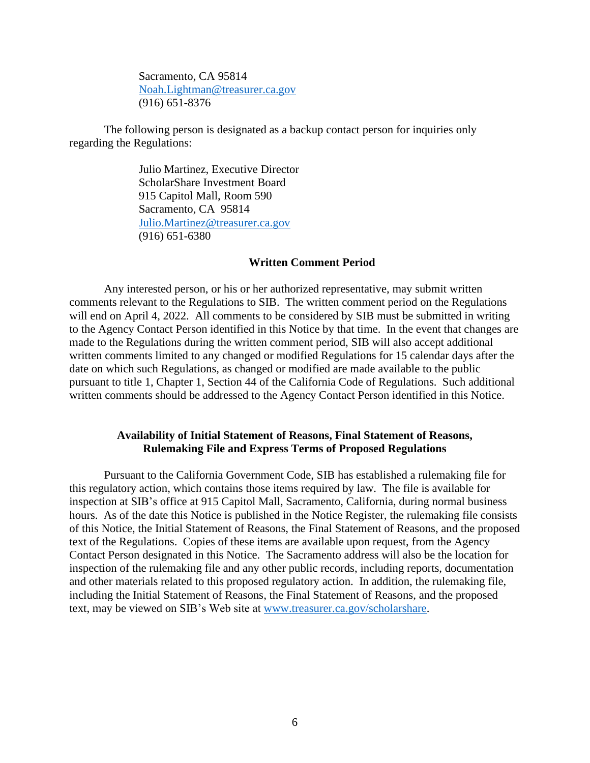Sacramento, CA 95814
Noah.Lightman@treasurer.ca.gov
(916) 651-8376

The following person is designated as a backup contact person for inquiries only regarding the Regulations:

Julio Martinez, Executive Director
ScholarShare Investment Board
915 Capitol Mall, Room 590
Sacramento, CA 95814
Julio.Martinez@treasurer.ca.gov
(916) 651-6380

**Written Comment Period**

Any interested person, or his or her authorized representative, may submit written comments relevant to the Regulations to SIB. The written comment period on the Regulations will end on April 4, 2022. All comments to be considered by SIB must be submitted in writing to the Agency Contact Person identified in this Notice by that time. In the event that changes are made to the Regulations during the written comment period, SIB will also accept additional written comments limited to any changed or modified Regulations for 15 calendar days after the date on which such Regulations, as changed or modified are made available to the public pursuant to title 1, Chapter 1, Section 44 of the California Code of Regulations. Such additional written comments should be addressed to the Agency Contact Person identified in this Notice.

**Availability of Initial Statement of Reasons, Final Statement of Reasons, Rulemaking File and Express Terms of Proposed Regulations**

Pursuant to the California Government Code, SIB has established a rulemaking file for this regulatory action, which contains those items required by law. The file is available for inspection at SIB's office at 915 Capitol Mall, Sacramento, California, during normal business hours. As of the date this Notice is published in the Notice Register, the rulemaking file consists of this Notice, the Initial Statement of Reasons, the Final Statement of Reasons, and the proposed text of the Regulations. Copies of these items are available upon request, from the Agency Contact Person designated in this Notice. The Sacramento address will also be the location for inspection of the rulemaking file and any other public records, including reports, documentation and other materials related to this proposed regulatory action. In addition, the rulemaking file, including the Initial Statement of Reasons, the Final Statement of Reasons, and the proposed text, may be viewed on SIB's Web site at www.treasurer.ca.gov/scholarshare.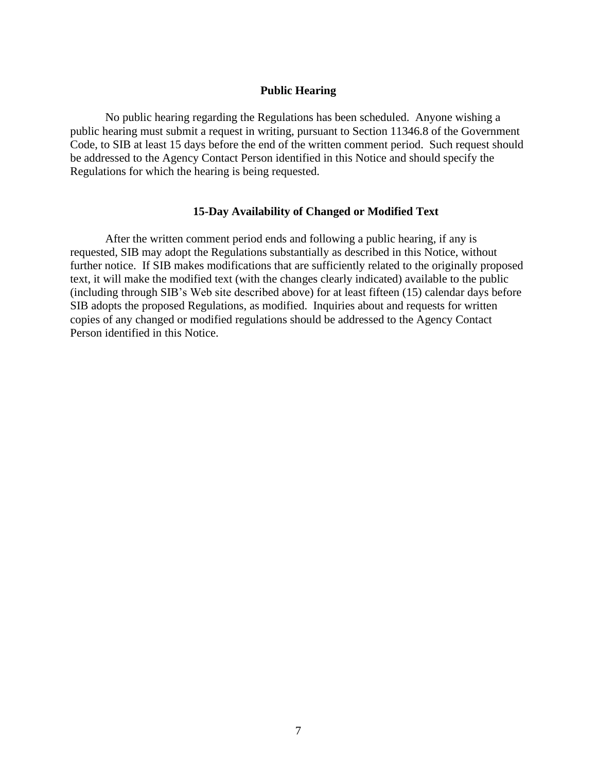## Public Hearing

No public hearing regarding the Regulations has been scheduled. Anyone wishing a public hearing must submit a request in writing, pursuant to Section 11346.8 of the Government Code, to SIB at least 15 days before the end of the written comment period. Such request should be addressed to the Agency Contact Person identified in this Notice and should specify the Regulations for which the hearing is being requested.

## 15-Day Availability of Changed or Modified Text

After the written comment period ends and following a public hearing, if any is requested, SIB may adopt the Regulations substantially as described in this Notice, without further notice. If SIB makes modifications that are sufficiently related to the originally proposed text, it will make the modified text (with the changes clearly indicated) available to the public (including through SIB's Web site described above) for at least fifteen (15) calendar days before SIB adopts the proposed Regulations, as modified. Inquiries about and requests for written copies of any changed or modified regulations should be addressed to the Agency Contact Person identified in this Notice.